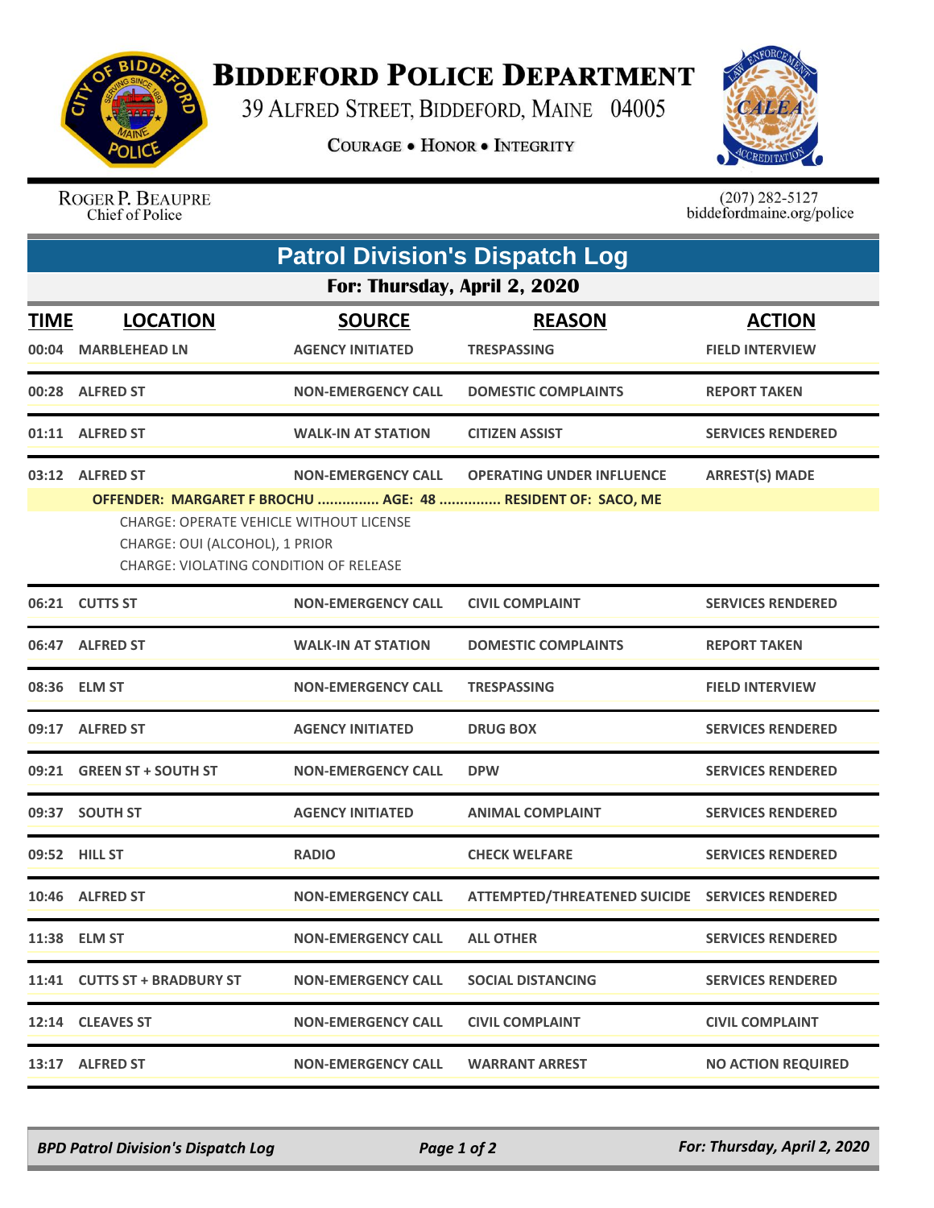# BIDDEFORD POLICE DEPARTMENT

39 ALFRED STREET, BIDDEFORD, MAINE 04005

COURAGE • HONOR • INTEGRITY

ROGER P. BEAUPRE
Chief of Police

(207) 282-5127
biddefordmaine.org/police

## Patrol Division's Dispatch Log

### For: Thursday, April 2, 2020

| TIME | LOCATION | SOURCE | REASON | ACTION |
|---|---|---|---|---|
| 00:04 | MARBLEHEAD LN | AGENCY INITIATED | TRESPASSING | FIELD INTERVIEW |
| 00:28 | ALFRED ST | NON-EMERGENCY CALL | DOMESTIC COMPLAINTS | REPORT TAKEN |
| 01:11 | ALFRED ST | WALK-IN AT STATION | CITIZEN ASSIST | SERVICES RENDERED |
| 03:12 | ALFRED ST | NON-EMERGENCY CALL | OPERATING UNDER INFLUENCE | ARREST(S) MADE |
| | OFFENDER: MARGARET F BROCHU ............... AGE: 48 ............... RESIDENT OF: SACO, ME<br>CHARGE: OPERATE VEHICLE WITHOUT LICENSE<br>CHARGE: OUI (ALCOHOL), 1 PRIOR<br>CHARGE: VIOLATING CONDITION OF RELEASE | | | |
| 06:21 | CUTTS ST | NON-EMERGENCY CALL | CIVIL COMPLAINT | SERVICES RENDERED |
| 06:47 | ALFRED ST | WALK-IN AT STATION | DOMESTIC COMPLAINTS | REPORT TAKEN |
| 08:36 | ELM ST | NON-EMERGENCY CALL | TRESPASSING | FIELD INTERVIEW |
| 09:17 | ALFRED ST | AGENCY INITIATED | DRUG BOX | SERVICES RENDERED |
| 09:21 | GREEN ST + SOUTH ST | NON-EMERGENCY CALL | DPW | SERVICES RENDERED |
| 09:37 | SOUTH ST | AGENCY INITIATED | ANIMAL COMPLAINT | SERVICES RENDERED |
| 09:52 | HILL ST | RADIO | CHECK WELFARE | SERVICES RENDERED |
| 10:46 | ALFRED ST | NON-EMERGENCY CALL | ATTEMPTED/THREATENED SUICIDE | SERVICES RENDERED |
| 11:38 | ELM ST | NON-EMERGENCY CALL | ALL OTHER | SERVICES RENDERED |
| 11:41 | CUTTS ST + BRADBURY ST | NON-EMERGENCY CALL | SOCIAL DISTANCING | SERVICES RENDERED |
| 12:14 | CLEAVES ST | NON-EMERGENCY CALL | CIVIL COMPLAINT | CIVIL COMPLAINT |
| 13:17 | ALFRED ST | NON-EMERGENCY CALL | WARRANT ARREST | NO ACTION REQUIRED |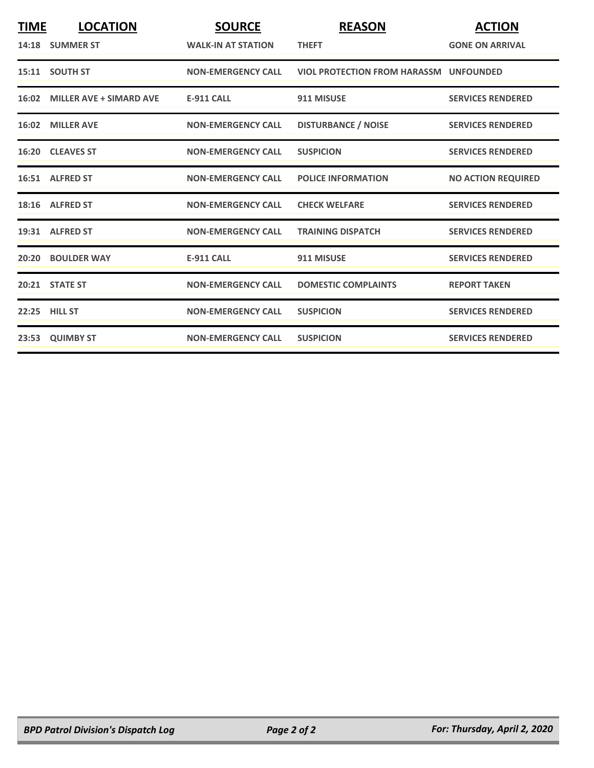| TIME | LOCATION | SOURCE | REASON | ACTION |
| --- | --- | --- | --- | --- |
| 14:18 | SUMMER ST | WALK-IN AT STATION | THEFT | GONE ON ARRIVAL |
| 15:11 | SOUTH ST | NON-EMERGENCY CALL | VIOL PROTECTION FROM HARASSM | UNFOUNDED |
| 16:02 | MILLER AVE + SIMARD AVE | E-911 CALL | 911 MISUSE | SERVICES RENDERED |
| 16:02 | MILLER AVE | NON-EMERGENCY CALL | DISTURBANCE / NOISE | SERVICES RENDERED |
| 16:20 | CLEAVES ST | NON-EMERGENCY CALL | SUSPICION | SERVICES RENDERED |
| 16:51 | ALFRED ST | NON-EMERGENCY CALL | POLICE INFORMATION | NO ACTION REQUIRED |
| 18:16 | ALFRED ST | NON-EMERGENCY CALL | CHECK WELFARE | SERVICES RENDERED |
| 19:31 | ALFRED ST | NON-EMERGENCY CALL | TRAINING DISPATCH | SERVICES RENDERED |
| 20:20 | BOULDER WAY | E-911 CALL | 911 MISUSE | SERVICES RENDERED |
| 20:21 | STATE ST | NON-EMERGENCY CALL | DOMESTIC COMPLAINTS | REPORT TAKEN |
| 22:25 | HILL ST | NON-EMERGENCY CALL | SUSPICION | SERVICES RENDERED |
| 23:53 | QUIMBY ST | NON-EMERGENCY CALL | SUSPICION | SERVICES RENDERED |